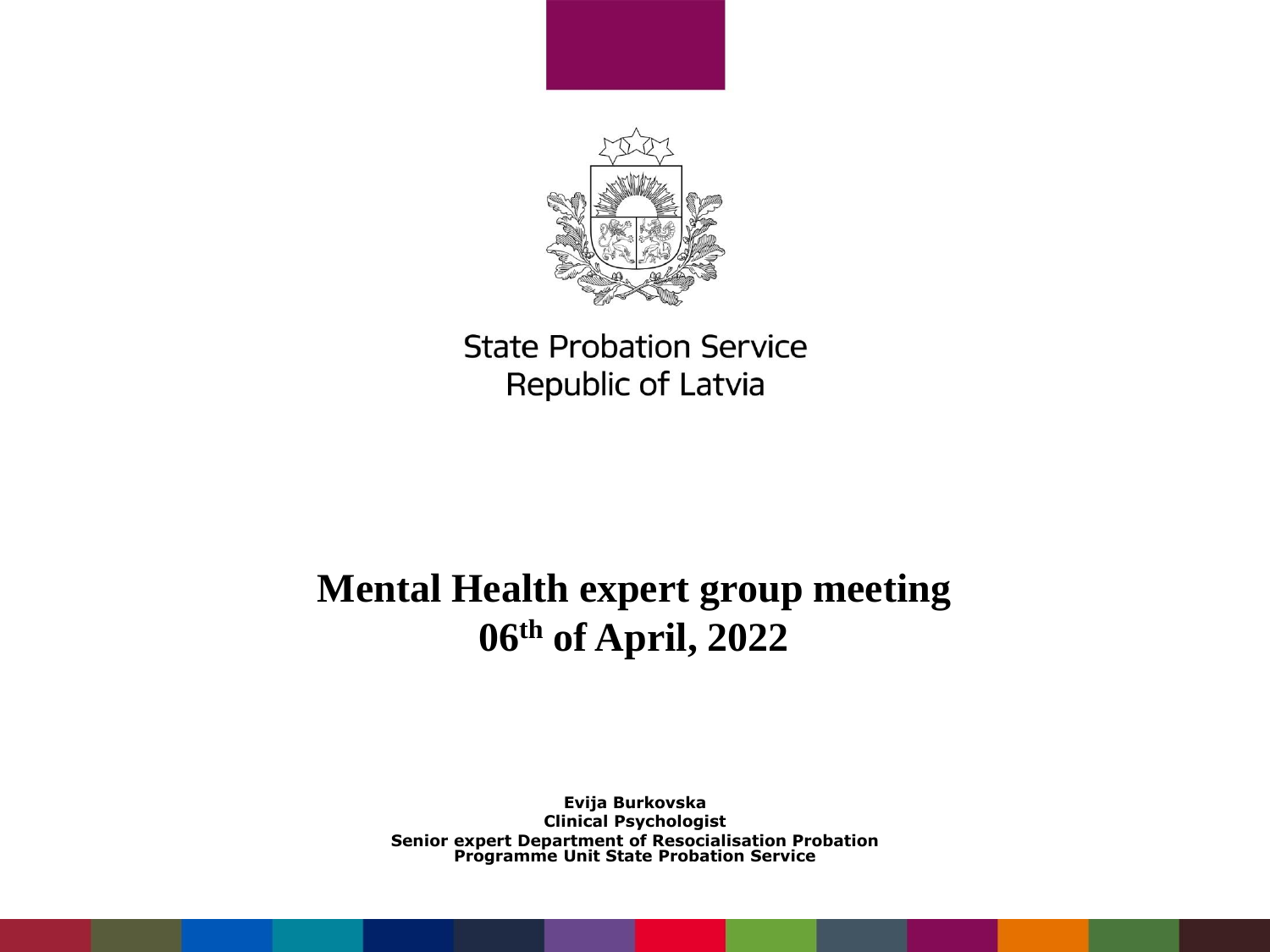State Probation Service
Republic of Latvia

# Mental Health expert group meeting
# 06th of April, 2022

**Evija Burkovska**
**Clinical Psychologist**
**Senior expert Department of Resocialisation Probation Programme Unit State Probation Service**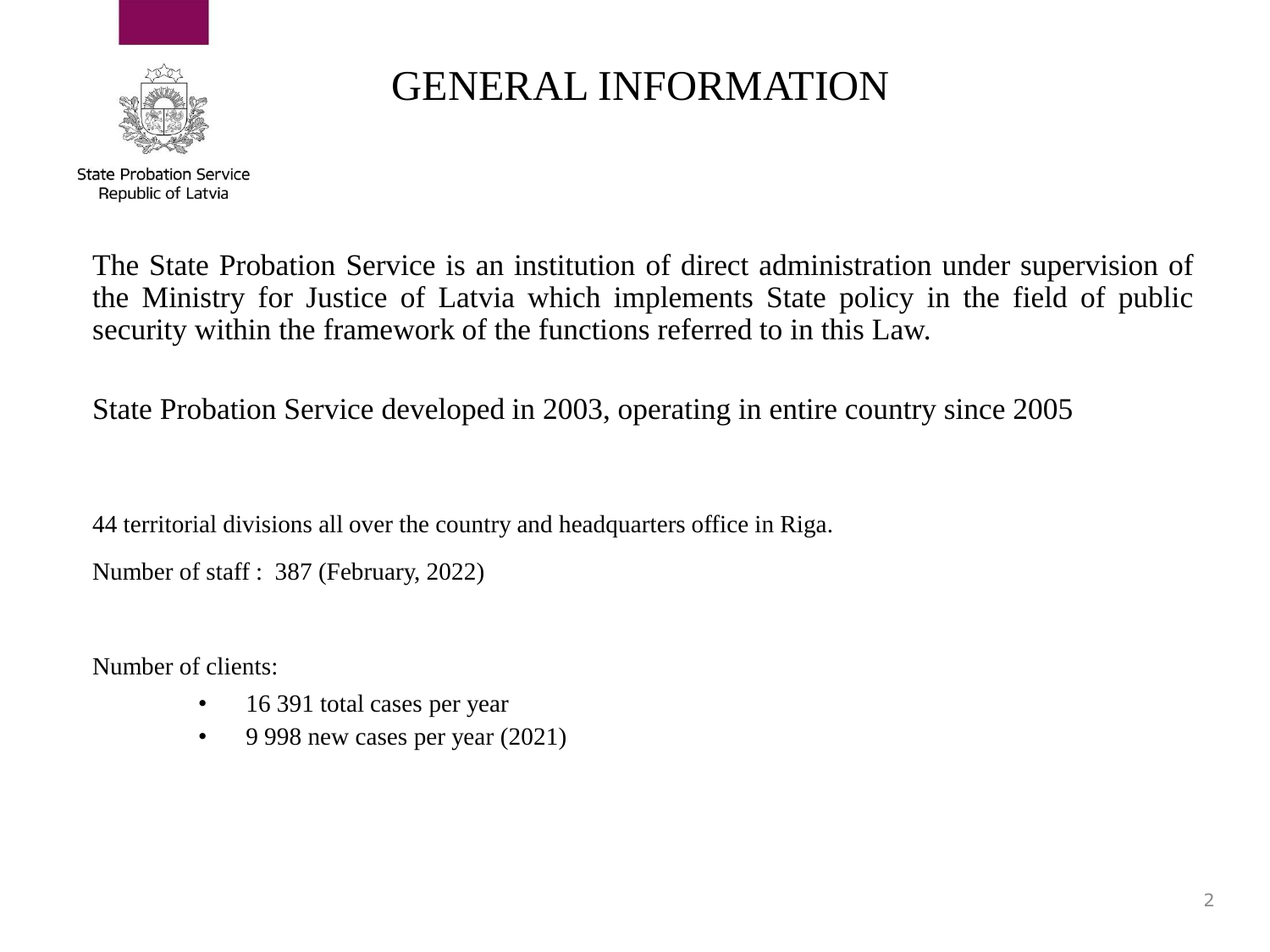State Probation Service
Republic of Latvia

# GENERAL INFORMATION

The State Probation Service is an institution of direct administration under supervision of the Ministry for Justice of Latvia which implements State policy in the field of public security within the framework of the functions referred to in this Law.

State Probation Service developed in 2003, operating in entire country since 2005

44 territorial divisions all over the country and headquarters office in Riga.

Number of staff : 387 (February, 2022)

Number of clients:

- 16 391 total cases per year
- 9 998 new cases per year (2021)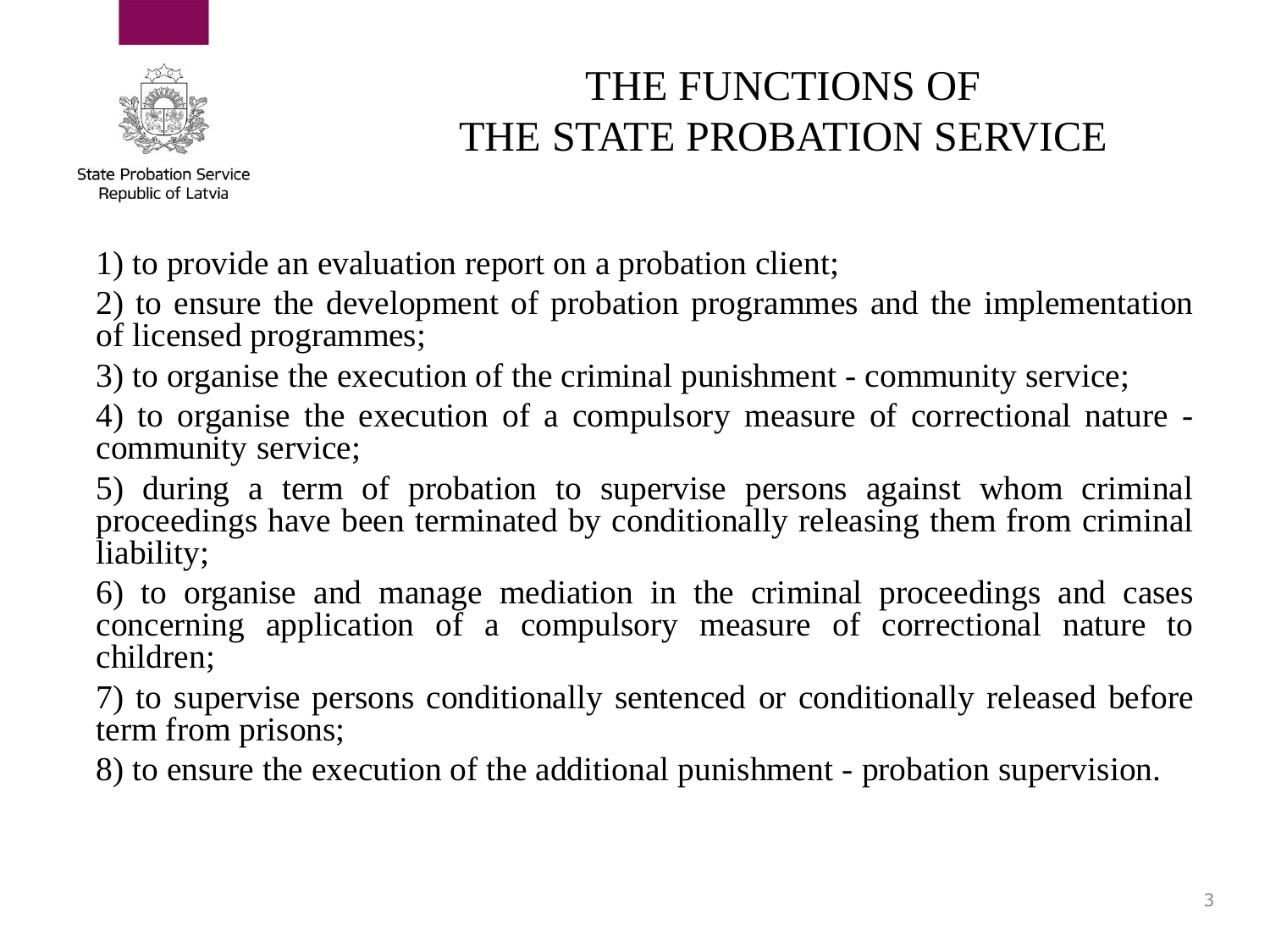State Probation Service
Republic of Latvia

# THE FUNCTIONS OF THE STATE PROBATION SERVICE

1) to provide an evaluation report on a probation client;

2) to ensure the development of probation programmes and the implementation of licensed programmes;

3) to organise the execution of the criminal punishment - community service;

4) to organise the execution of a compulsory measure of correctional nature - community service;

5) during a term of probation to supervise persons against whom criminal proceedings have been terminated by conditionally releasing them from criminal liability;

6) to organise and manage mediation in the criminal proceedings and cases concerning application of a compulsory measure of correctional nature to children;

7) to supervise persons conditionally sentenced or conditionally released before term from prisons;

8) to ensure the execution of the additional punishment - probation supervision.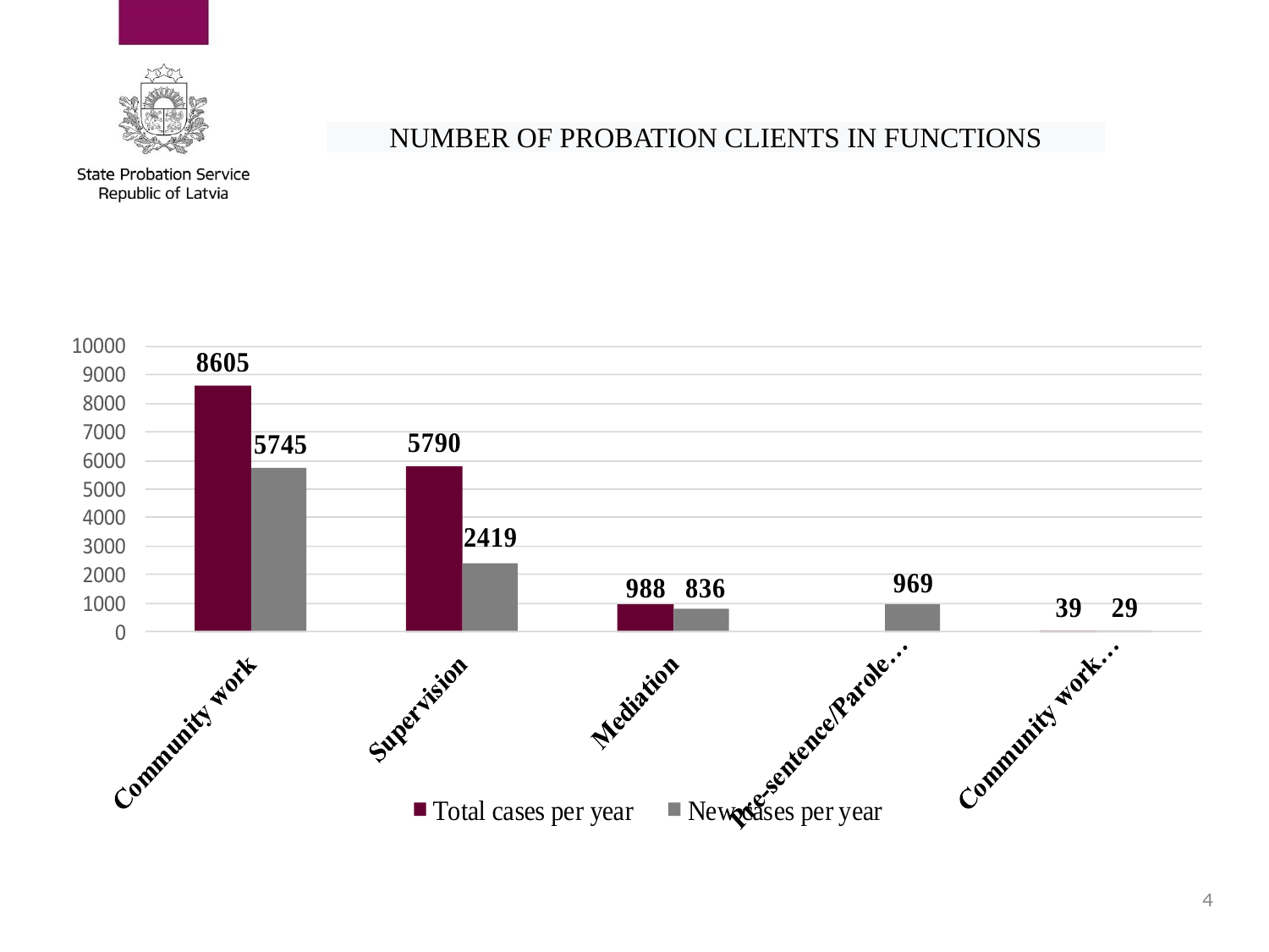State Probation Service
Republic of Latvia

# NUMBER OF PROBATION CLIENTS IN FUNCTIONS

| | Total cases per year | New cases per year |
|---|---|---|
| Community work | 8605 | 5745 |
| Supervision | 5790 | 2419 |
| Mediation | 988 | 836 |
| Pre-sentence/Parole… | | 969 |
| Community work… | 39 | 29 |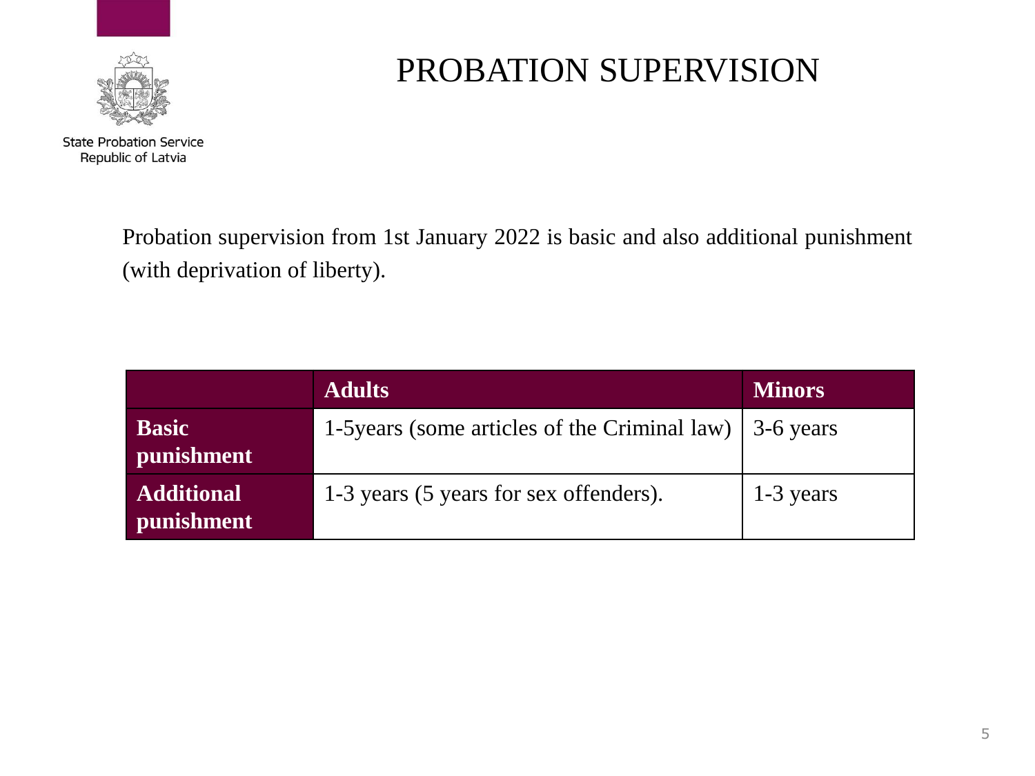State Probation Service
Republic of Latvia

# PROBATION SUPERVISION

Probation supervision from 1st January 2022 is basic and also additional punishment (with deprivation of liberty).

| | **Adults** | **Minors** |
|---|---|---|
| **Basic punishment** | 1-5years (some articles of the Criminal law) | 3-6 years |
| **Additional punishment** | 1-3 years (5 years for sex offenders). | 1-3 years |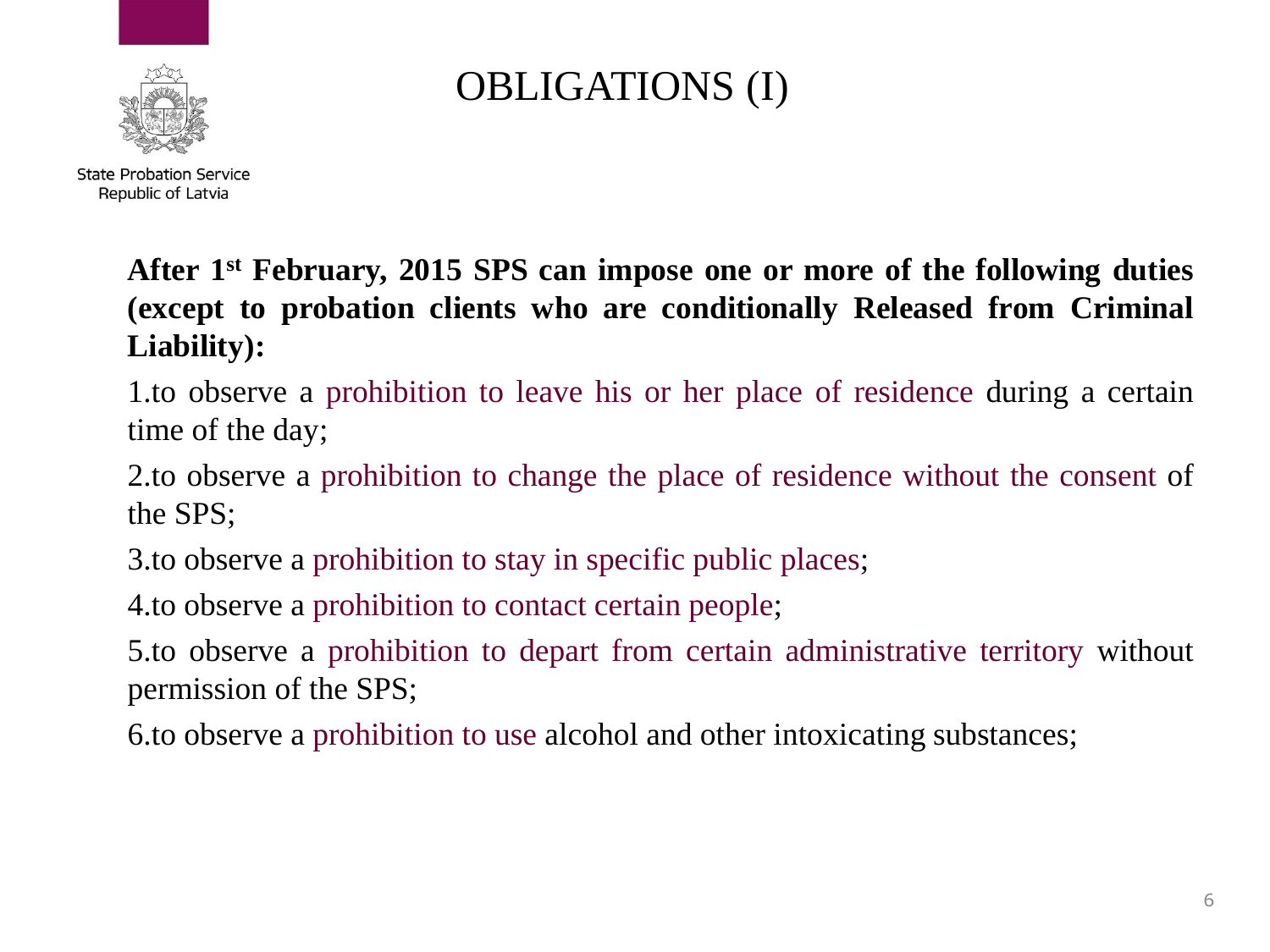State Probation Service
Republic of Latvia

# OBLIGATIONS (I)

**After 1st February, 2015 SPS can impose one or more of the following duties (except to probation clients who are conditionally Released from Criminal Liability):**

1. to observe a prohibition to leave his or her place of residence during a certain time of the day;
2. to observe a prohibition to change the place of residence without the consent of the SPS;
3. to observe a prohibition to stay in specific public places;
4. to observe a prohibition to contact certain people;
5. to observe a prohibition to depart from certain administrative territory without permission of the SPS;
6. to observe a prohibition to use alcohol and other intoxicating substances;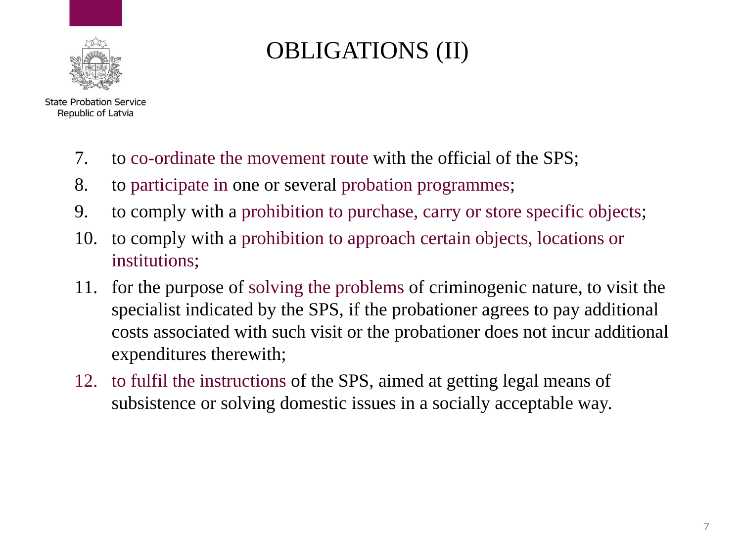# OBLIGATIONS (II)

7. to co-ordinate the movement route with the official of the SPS;
8. to participate in one or several probation programmes;
9. to comply with a prohibition to purchase, carry or store specific objects;
10. to comply with a prohibition to approach certain objects, locations or institutions;
11. for the purpose of solving the problems of criminogenic nature, to visit the specialist indicated by the SPS, if the probationer agrees to pay additional costs associated with such visit or the probationer does not incur additional expenditures therewith;
12. to fulfil the instructions of the SPS, aimed at getting legal means of subsistence or solving domestic issues in a socially acceptable way.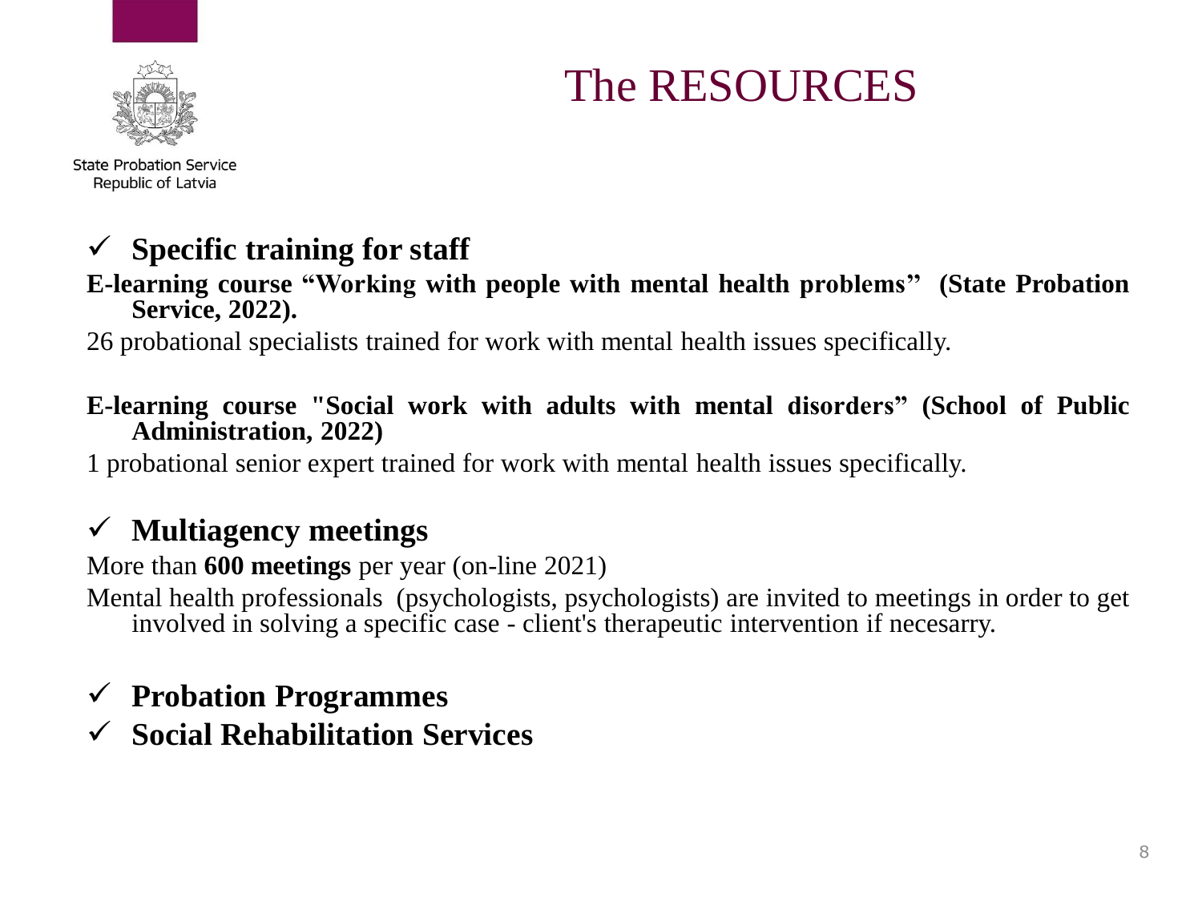State Probation Service
Republic of Latvia

# The RESOURCES

- **Specific training for staff**

**E-learning course "Working with people with mental health problems" (State Probation Service, 2022).**

26 probational specialists trained for work with mental health issues specifically.

**E-learning course "Social work with adults with mental disorders" (School of Public Administration, 2022)**

1 probational senior expert trained for work with mental health issues specifically.

- **Multiagency meetings**

More than **600 meetings** per year (on-line 2021)

Mental health professionals (psychologists, psychologists) are invited to meetings in order to get involved in solving a specific case - client's therapeutic intervention if necesarry.

- **Probation Programmes**
- **Social Rehabilitation Services**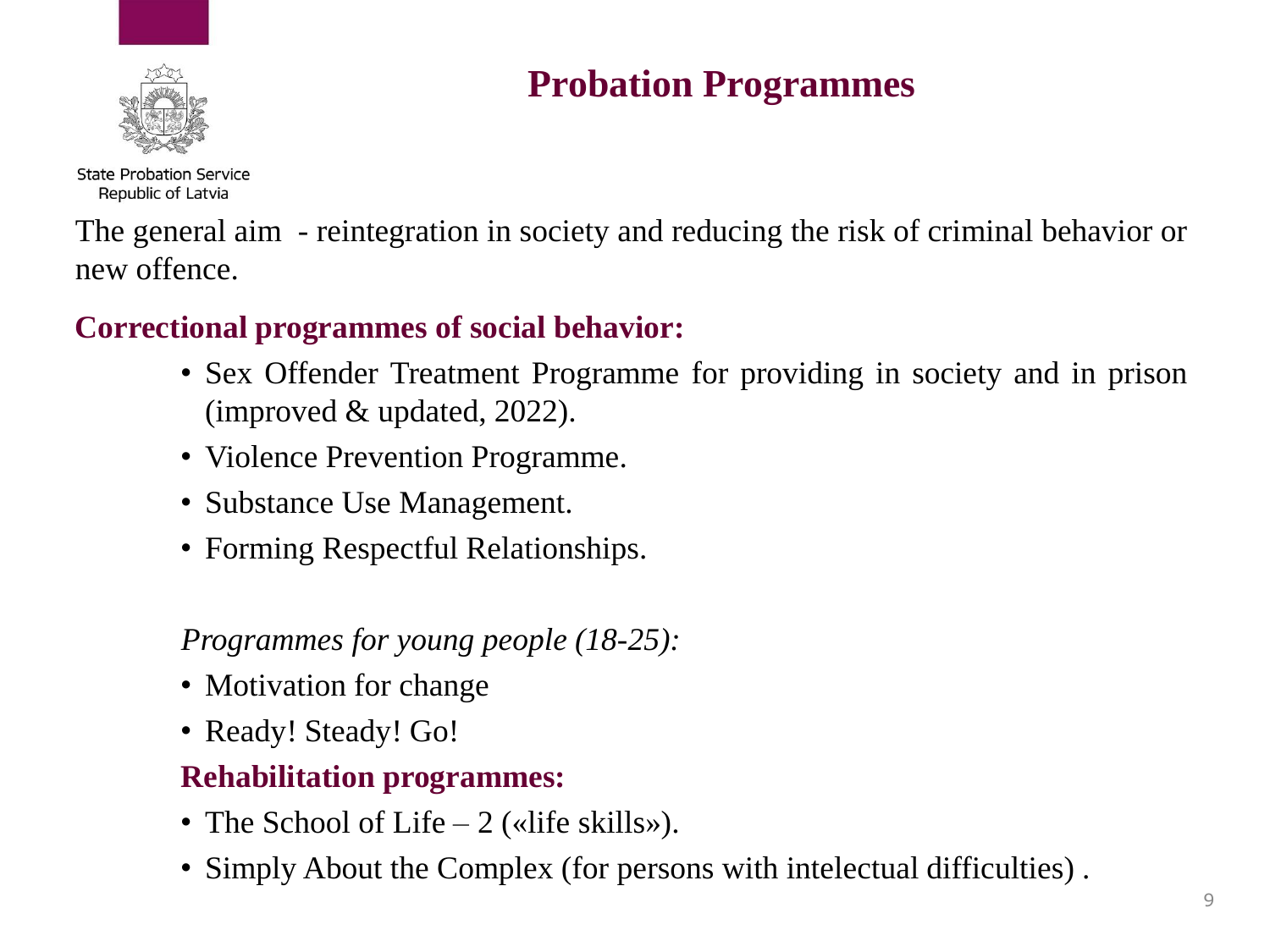# Probation Programmes

State Probation Service
Republic of Latvia

The general aim - reintegration in society and reducing the risk of criminal behavior or new offence.

**Correctional programmes of social behavior:**

- Sex Offender Treatment Programme for providing in society and in prison (improved & updated, 2022).
- Violence Prevention Programme.
- Substance Use Management.
- Forming Respectful Relationships.

*Programmes for young people (18-25):*

- Motivation for change
- Ready! Steady! Go!

**Rehabilitation programmes:**

- The School of Life – 2 («life skills»).
- Simply About the Complex (for persons with intelectual difficulties) .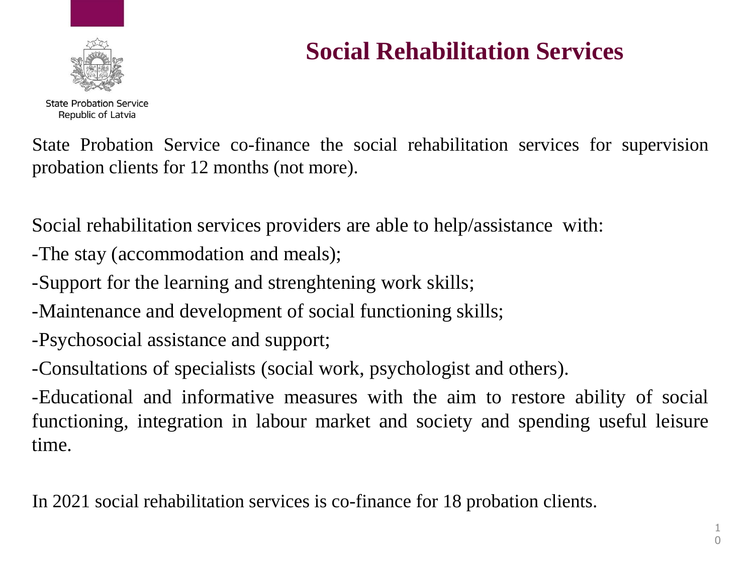State Probation Service
Republic of Latvia

# Social Rehabilitation Services

State Probation Service co-finance the social rehabilitation services for supervision probation clients for 12 months (not more).

Social rehabilitation services providers are able to help/assistance with:

-The stay (accommodation and meals);

-Support for the learning and strenghtening work skills;

-Maintenance and development of social functioning skills;

-Psychosocial assistance and support;

-Consultations of specialists (social work, psychologist and others).

-Educational and informative measures with the aim to restore ability of social functioning, integration in labour market and society and spending useful leisure time.

In 2021 social rehabilitation services is co-finance for 18 probation clients.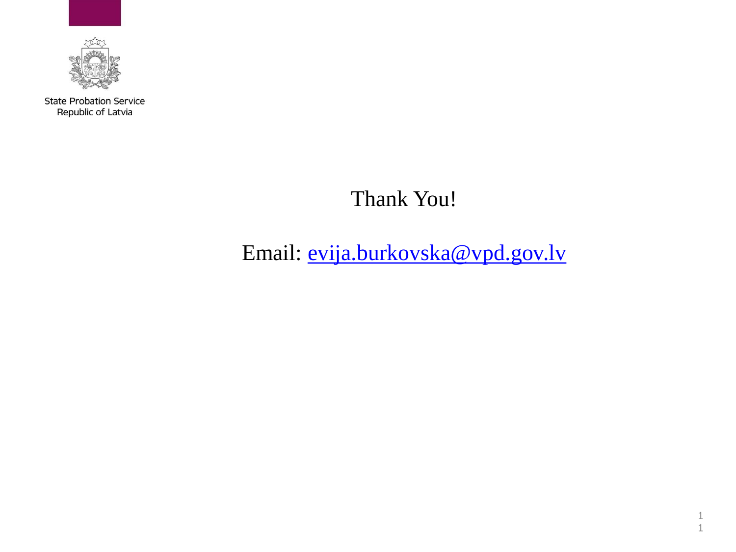State Probation Service
Republic of Latvia

Thank You!

Email: evija.burkovska@vpd.gov.lv